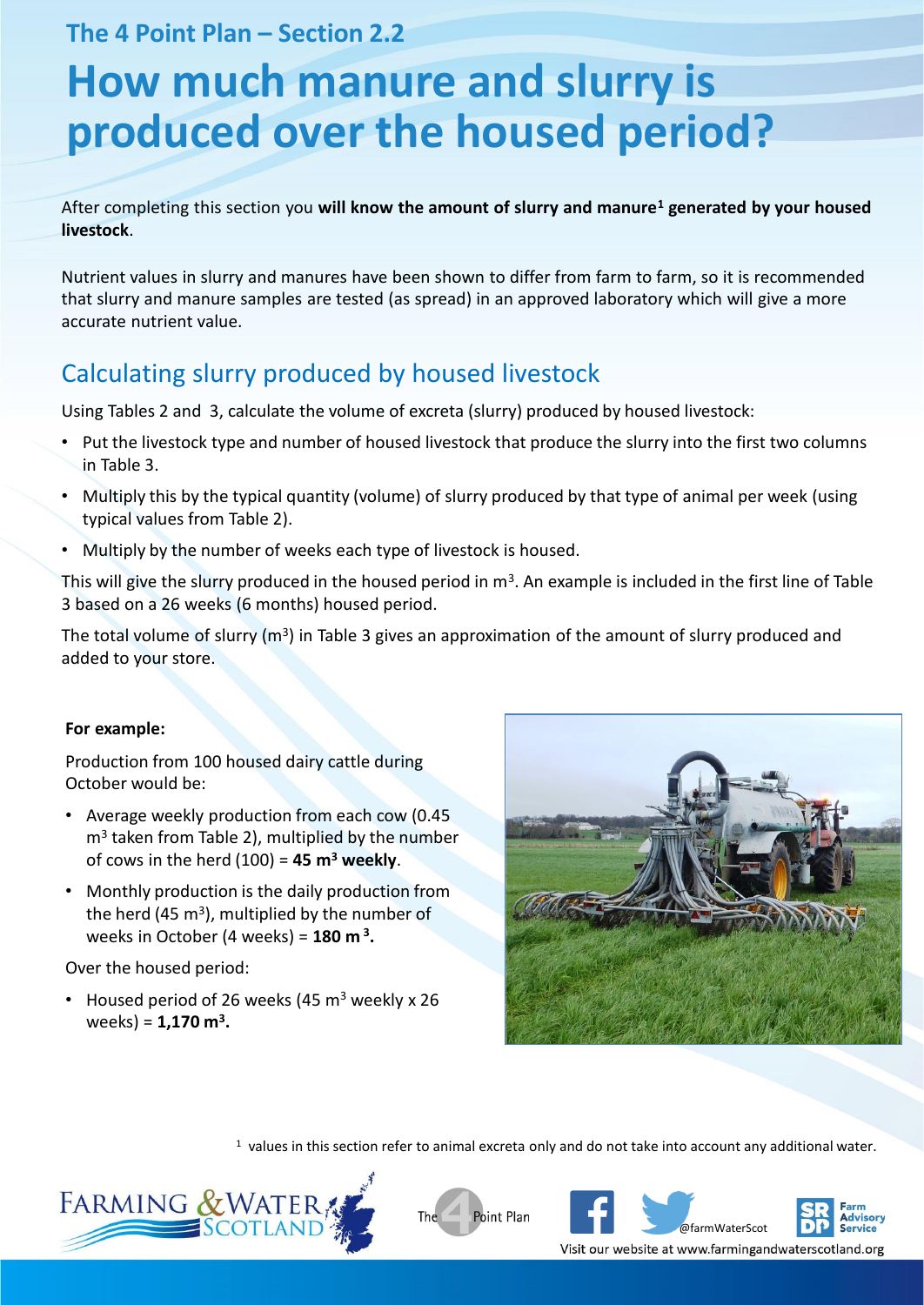The 4 Point Plan – Section 2.2

# How much manure and slurry is produced over the housed period?

After completing this section you **will know the amount of slurry and manure[1] generated by your housed livestock**.

Nutrient values in slurry and manures have been shown to differ from farm to farm, so it is recommended that slurry and manure samples are tested (as spread) in an approved laboratory which will give a more accurate nutrient value.

## Calculating slurry produced by housed livestock

Using Tables 2 and 3, calculate the volume of excreta (slurry) produced by housed livestock:

- Put the livestock type and number of housed livestock that produce the slurry into the first two columns in Table 3.
- Multiply this by the typical quantity (volume) of slurry produced by that type of animal per week (using typical values from Table 2).
- Multiply by the number of weeks each type of livestock is housed.

This will give the slurry produced in the housed period in $m^3$. An example is included in the first line of Table 3 based on a 26 weeks (6 months) housed period.

The total volume of slurry ($m^3$) in Table 3 gives an approximation of the amount of slurry produced and added to your store.

**For example:**

Production from 100 housed dairy cattle during October would be:

- Average weekly production from each cow (0.45 $m^3$ taken from Table 2), multiplied by the number of cows in the herd (100) = **45 $m^3$ weekly**.
- Monthly production is the daily production from the herd (45 $m^3$), multiplied by the number of weeks in October (4 weeks) = **180 $m^3$.**

Over the housed period:

- Housed period of 26 weeks (45 $m^3$ weekly x 26 weeks) = **1,170 $m^3$.**

[1] values in this section refer to animal excreta only and do not take into account any additional water.

Visit our website at www.farmingandwaterscotland.org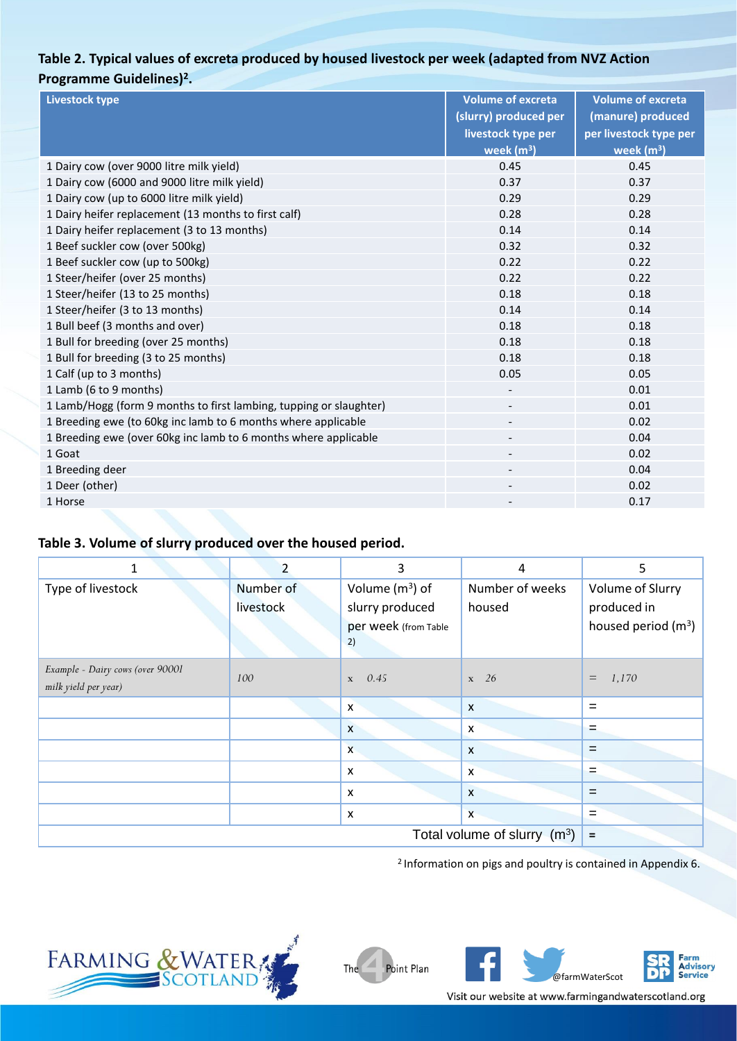**Table 2. Typical values of excreta produced by housed livestock per week (adapted from NVZ Action Programme Guidelines)[2].**

| Livestock type | Volume of excreta (slurry) produced per livestock type per week ($m^3$) | Volume of excreta (manure) produced per livestock type per week ($m^3$) |
|---|---|---|
| 1 Dairy cow (over 9000 litre milk yield) | 0.45 | 0.45 |
| 1 Dairy cow (6000 and 9000 litre milk yield) | 0.37 | 0.37 |
| 1 Dairy cow (up to 6000 litre milk yield) | 0.29 | 0.29 |
| 1 Dairy heifer replacement (13 months to first calf) | 0.28 | 0.28 |
| 1 Dairy heifer replacement (3 to 13 months) | 0.14 | 0.14 |
| 1 Beef suckler cow (over 500kg) | 0.32 | 0.32 |
| 1 Beef suckler cow (up to 500kg) | 0.22 | 0.22 |
| 1 Steer/heifer (over 25 months) | 0.22 | 0.22 |
| 1 Steer/heifer (13 to 25 months) | 0.18 | 0.18 |
| 1 Steer/heifer (3 to 13 months) | 0.14 | 0.14 |
| 1 Bull beef (3 months and over) | 0.18 | 0.18 |
| 1 Bull for breeding (over 25 months) | 0.18 | 0.18 |
| 1 Bull for breeding (3 to 25 months) | 0.18 | 0.18 |
| 1 Calf (up to 3 months) | 0.05 | 0.05 |
| 1 Lamb (6 to 9 months) | - | 0.01 |
| 1 Lamb/Hogg (form 9 months to first lambing, tupping or slaughter) | - | 0.01 |
| 1 Breeding ewe (to 60kg inc lamb to 6 months where applicable | - | 0.02 |
| 1 Breeding ewe (over 60kg inc lamb to 6 months where applicable | - | 0.04 |
| 1 Goat | - | 0.02 |
| 1 Breeding deer | - | 0.04 |
| 1 Deer (other) | - | 0.02 |
| 1 Horse | - | 0.17 |

**Table 3. Volume of slurry produced over the housed period.**

| 1 | 2 | 3 | 4 | 5 |
|---|---|---|---|---|
| Type of livestock | Number of livestock | Volume ($m^3$) of slurry produced per week (from Table 2) | Number of weeks housed | Volume of Slurry produced in housed period ($m^3$) |
| *Example - Dairy cows (over 9000l milk yield per year)* | *100* | *x 0.45* | *x 26* | *= 1,170* |
| | | x | x | = |
| | | x | x | = |
| | | x | x | = |
| | | x | x | = |
| | | x | x | = |
| | | x | x | = |
| | | | Total volume of slurry ($m^3$) | = |

[2] Information on pigs and poultry is contained in Appendix 6.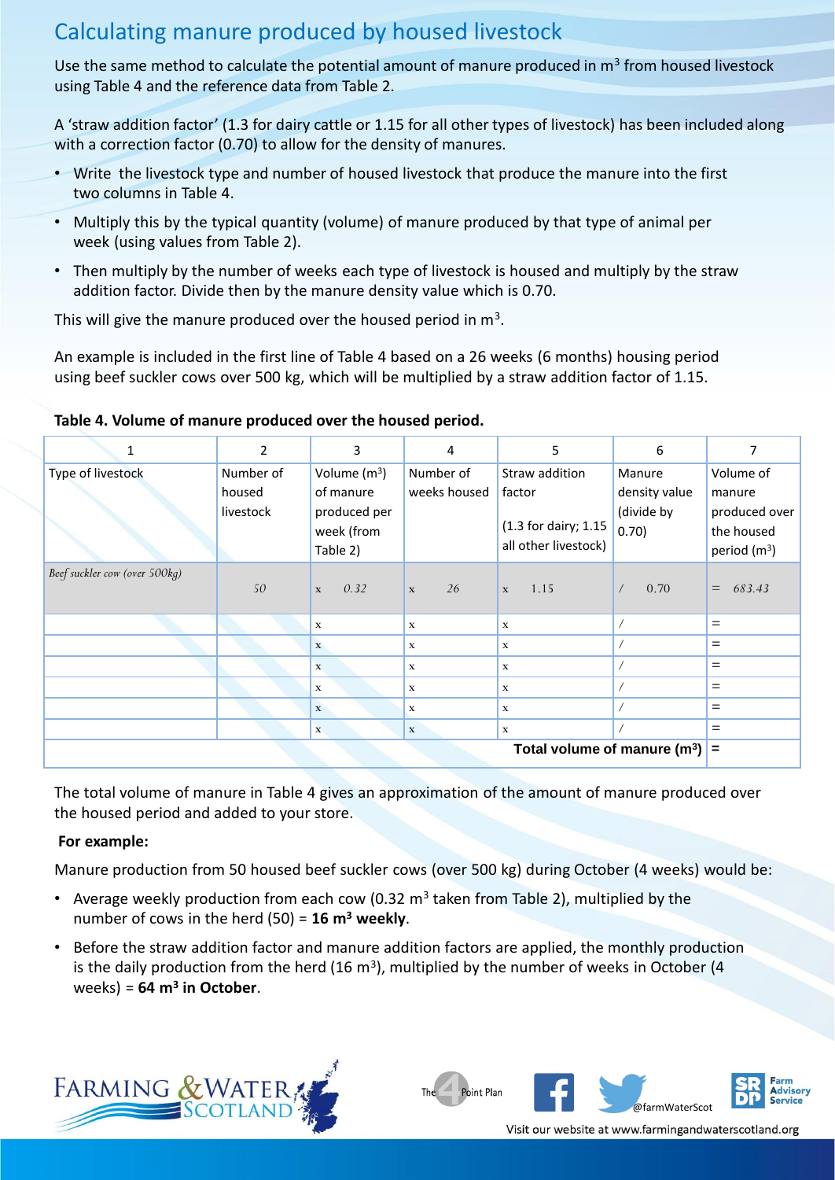# Calculating manure produced by housed livestock

Use the same method to calculate the potential amount of manure produced in m$^3$ from housed livestock using Table 4 and the reference data from Table 2.

A 'straw addition factor' (1.3 for dairy cattle or 1.15 for all other types of livestock) has been included along with a correction factor (0.70) to allow for the density of manures.

- Write the livestock type and number of housed livestock that produce the manure into the first two columns in Table 4.
- Multiply this by the typical quantity (volume) of manure produced by that type of animal per week (using values from Table 2).
- Then multiply by the number of weeks each type of livestock is housed and multiply by the straw addition factor. Divide then by the manure density value which is 0.70.

This will give the manure produced over the housed period in m$^3$.

An example is included in the first line of Table 4 based on a 26 weeks (6 months) housing period using beef suckler cows over 500 kg, which will be multiplied by a straw addition factor of 1.15.

**Table 4. Volume of manure produced over the housed period.**

| 1 | 2 | 3 | 4 | 5 | 6 | 7 |
|---|---|---|---|---|---|---|
| Type of livestock | Number of housed livestock | Volume (m$^3$) of manure produced per week (from Table 2) | Number of weeks housed | Straw addition factor (1.3 for dairy; 1.15 all other livestock) | Manure density value (divide by 0.70) | Volume of manure produced over the housed period (m$^3$) |
| *Beef suckler cow (over 500kg)* | *50* | x *0.32* | x *26* | x 1.15 | / 0.70 | = *683.43* |
| | | x | x | x | / | = |
| | | x | x | x | / | = |
| | | x | x | x | / | = |
| | | x | x | x | / | = |
| | | x | x | x | / | = |
| | | x | x | x | / | = |
| | | | | | **Total volume of manure (m$^3$)** | = |

The total volume of manure in Table 4 gives an approximation of the amount of manure produced over the housed period and added to your store.

**For example:**

Manure production from 50 housed beef suckler cows (over 500 kg) during October (4 weeks) would be:

- Average weekly production from each cow (0.32 m$^3$ taken from Table 2), multiplied by the number of cows in the herd (50) = **16 m$^3$ weekly**.
- Before the straw addition factor and manure addition factors are applied, the monthly production is the daily production from the herd (16 m$^3$), multiplied by the number of weeks in October (4 weeks) = **64 m$^3$ in October**.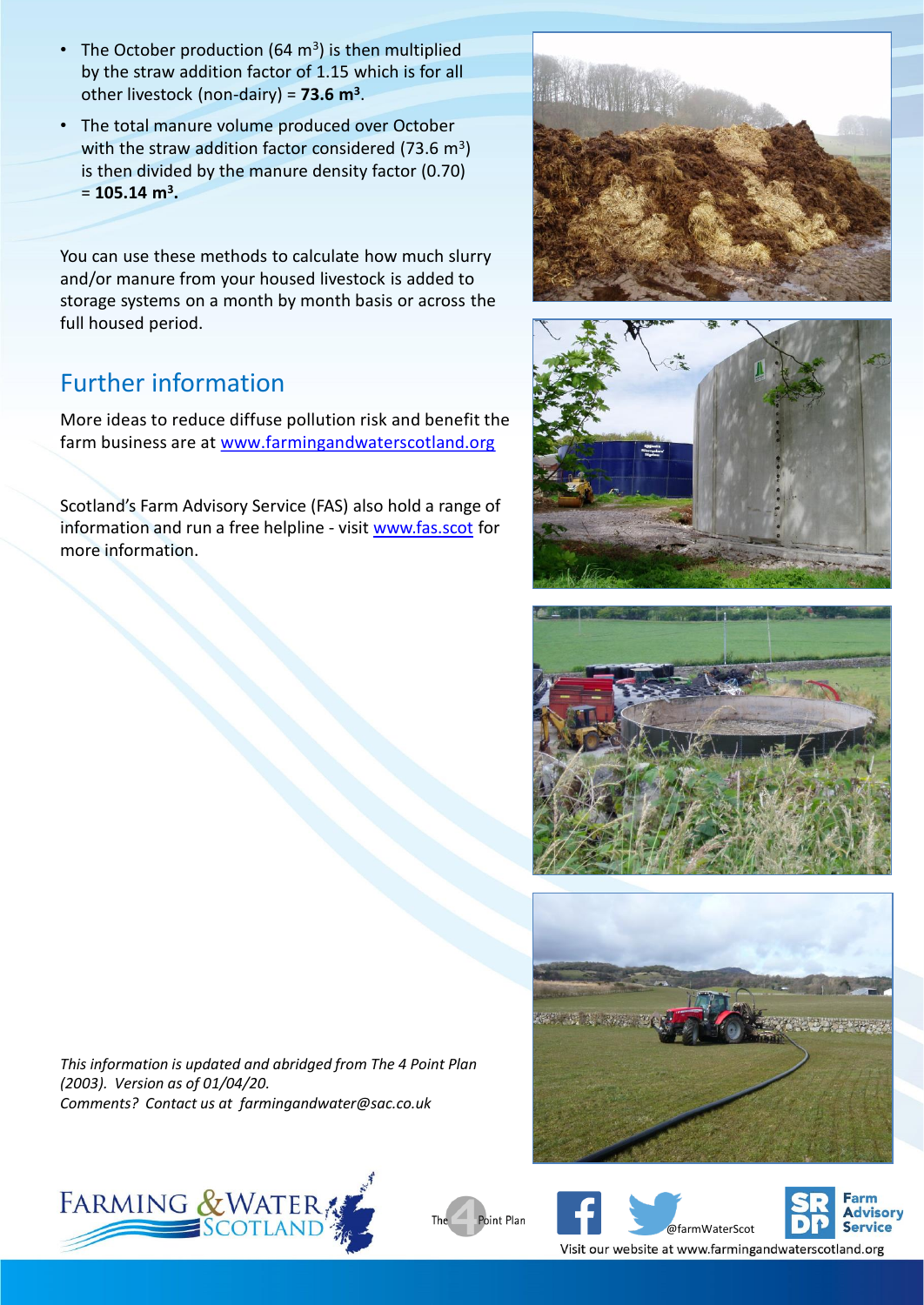- The October production (64 $m^3$) is then multiplied by the straw addition factor of 1.15 which is for all other livestock (non-dairy) = **73.6 $m^3$**.
- The total manure volume produced over October with the straw addition factor considered (73.6 $m^3$) is then divided by the manure density factor (0.70) = **105.14 $m^3$.**

You can use these methods to calculate how much slurry and/or manure from your housed livestock is added to storage systems on a month by month basis or across the full housed period.

## Further information

More ideas to reduce diffuse pollution risk and benefit the farm business are at [www.farmingandwaterscotland.org](www.farmingandwaterscotland.org)

Scotland's Farm Advisory Service (FAS) also hold a range of information and run a free helpline - visit [www.fas.scot](www.fas.scot) for more information.

*This information is updated and abridged from The 4 Point Plan (2003). Version as of 01/04/20.*
*Comments? Contact us at farmingandwater@sac.co.uk*

FARMING & WATER SCOTLAND

The 4 Point Plan

@farmWaterScot

SRDP Farm Advisory Service

Visit our website at www.farmingandwaterscotland.org